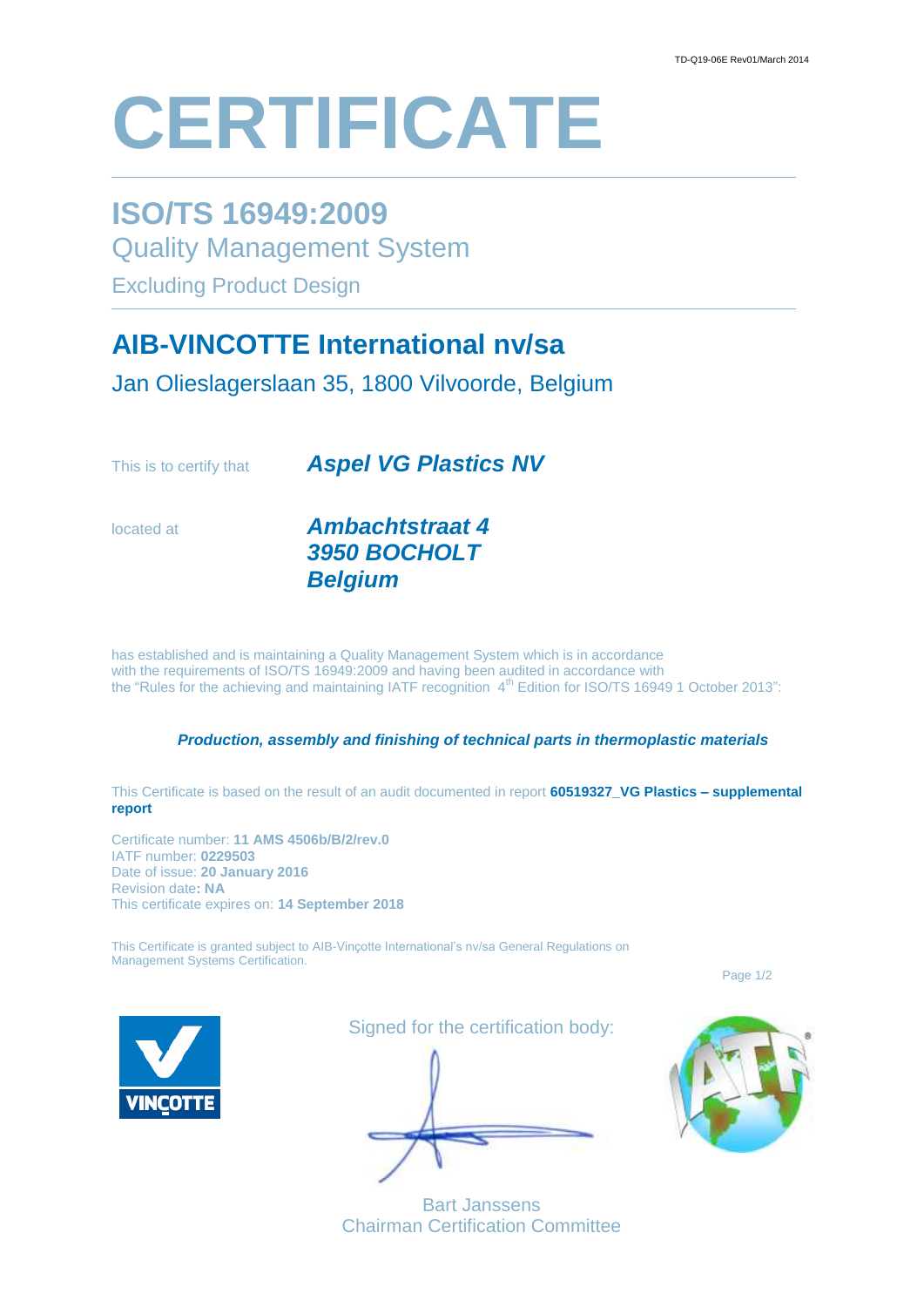# CERTIFICATE

## ISO/TS 16949:2009

Quality Management System

Excluding Product Design

## AIB-VINCOTTE International nv/sa

Jan Olieslagerslaan 35, 1800 Vilvoorde, Belgium

This is to certify that ***Aspel VG Plastics NV***

located at ***Ambachtstraat 4***
***3950 BOCHOLT***
***Belgium***

has established and is maintaining a Quality Management System which is in accordance with the requirements of ISO/TS 16949:2009 and having been audited in accordance with the "Rules for the achieving and maintaining IATF recognition 4th Edition for ISO/TS 16949 1 October 2013":

***Production, assembly and finishing of technical parts in thermoplastic materials***

This Certificate is based on the result of an audit documented in report **60519327_VG Plastics – supplemental report**

Certificate number: **11 AMS 4506b/B/2/rev.0**
IATF number: **0229503**
Date of issue: **20 January 2016**
Revision date**: NA**
This certificate expires on: **14 September 2018**

This Certificate is granted subject to AIB-Vinçotte International's nv/sa General Regulations on Management Systems Certification.

Signed for the certification body:

Bart Janssens
Chairman Certification Committee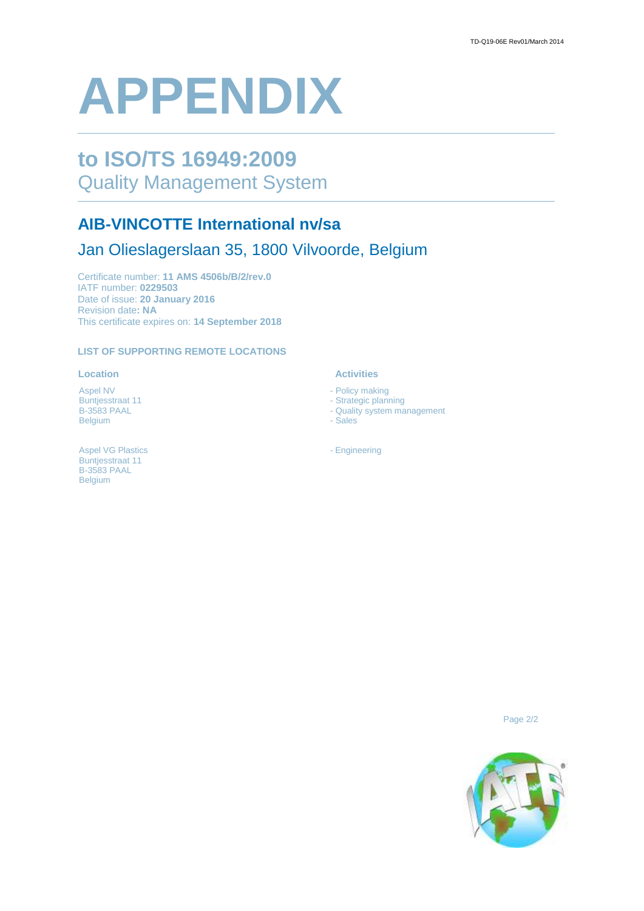# APPENDIX

## to ISO/TS 16949:2009
Quality Management System

### AIB-VINCOTTE International nv/sa

Jan Olieslagerslaan 35, 1800 Vilvoorde, Belgium

Certificate number: **11 AMS 4506b/B/2/rev.0**
IATF number: **0229503**
Date of issue: **20 January 2016**
Revision date**: NA**
This certificate expires on: **14 September 2018**

**LIST OF SUPPORTING REMOTE LOCATIONS**

| Location | Activities |
|---|---|
| Aspel NV<br>Buntjesstraat 11<br>B-3583 PAAL<br>Belgium | - Policy making<br>- Strategic planning<br>- Quality system management<br>- Sales |
| Aspel VG Plastics<br>Buntjesstraat 11<br>B-3583 PAAL<br>Belgium | - Engineering |